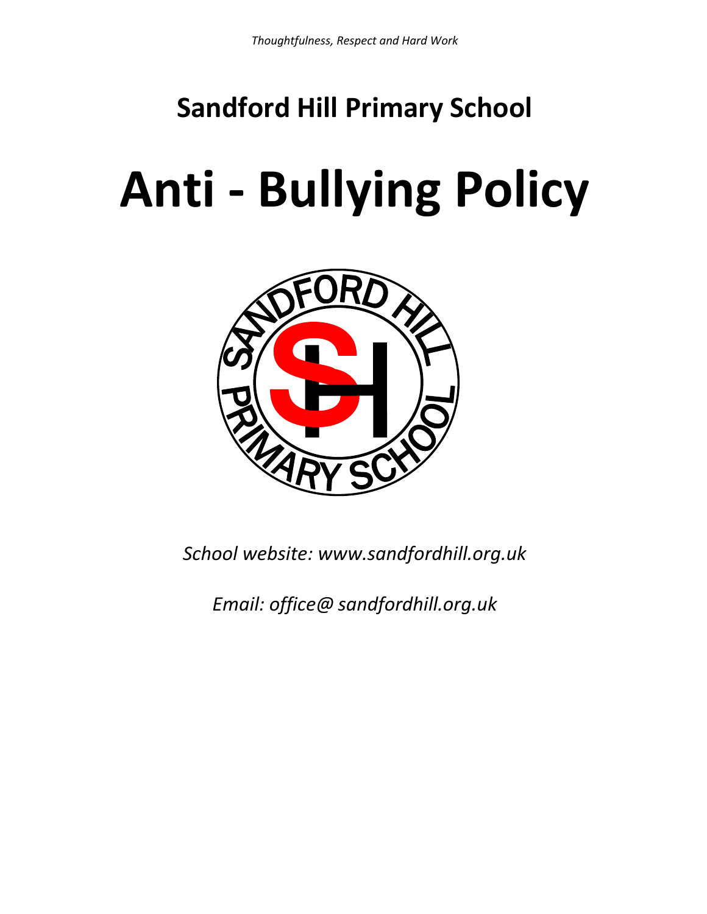*Thoughtfulness, Respect and Hard Work*

## Sandford Hill Primary School

# Anti - Bullying Policy

*School website: www.sandfordhill.org.uk*

*Email: office@ sandfordhill.org.uk*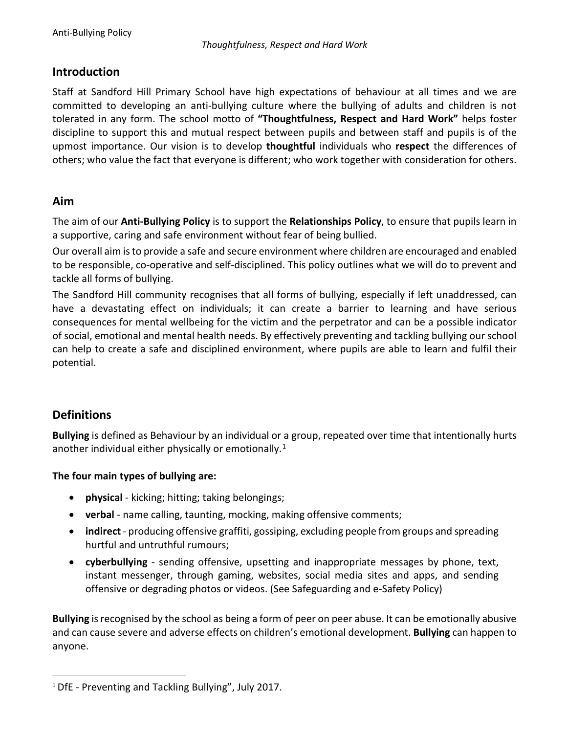## Introduction

Staff at Sandford Hill Primary School have high expectations of behaviour at all times and we are committed to developing an anti-bullying culture where the bullying of adults and children is not tolerated in any form. The school motto of **"Thoughtfulness, Respect and Hard Work"** helps foster discipline to support this and mutual respect between pupils and between staff and pupils is of the upmost importance. Our vision is to develop **thoughtful** individuals who **respect** the differences of others; who value the fact that everyone is different; who work together with consideration for others.

## Aim

The aim of our **Anti-Bullying Policy** is to support the **Relationships Policy**, to ensure that pupils learn in a supportive, caring and safe environment without fear of being bullied.

Our overall aim is to provide a safe and secure environment where children are encouraged and enabled to be responsible, co-operative and self-disciplined. This policy outlines what we will do to prevent and tackle all forms of bullying.

The Sandford Hill community recognises that all forms of bullying, especially if left unaddressed, can have a devastating effect on individuals; it can create a barrier to learning and have serious consequences for mental wellbeing for the victim and the perpetrator and can be a possible indicator of social, emotional and mental health needs. By effectively preventing and tackling bullying our school can help to create a safe and disciplined environment, where pupils are able to learn and fulfil their potential.

## Definitions

**Bullying** is defined as Behaviour by an individual or a group, repeated over time that intentionally hurts another individual either physically or emotionally.[1]

**The four main types of bullying are:**

- **physical** - kicking; hitting; taking belongings;
- **verbal** - name calling, taunting, mocking, making offensive comments;
- **indirect** - producing offensive graffiti, gossiping, excluding people from groups and spreading hurtful and untruthful rumours;
- **cyberbullying** - sending offensive, upsetting and inappropriate messages by phone, text, instant messenger, through gaming, websites, social media sites and apps, and sending offensive or degrading photos or videos. (See Safeguarding and e-Safety Policy)

**Bullying** is recognised by the school as being a form of peer on peer abuse. It can be emotionally abusive and can cause severe and adverse effects on children's emotional development. **Bullying** can happen to anyone.

---

[1] DfE - Preventing and Tackling Bullying", July 2017.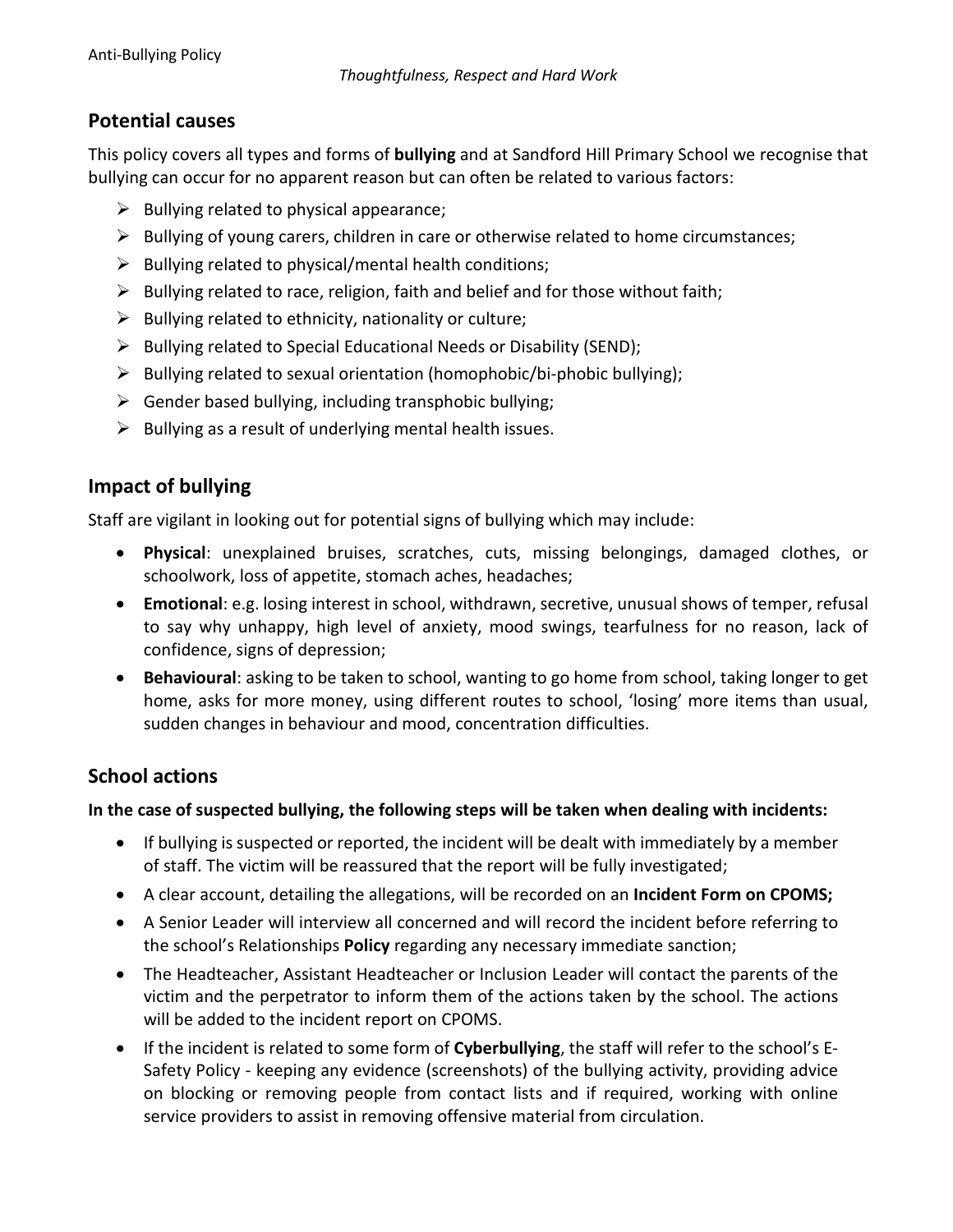## Potential causes

This policy covers all types and forms of **bullying** and at Sandford Hill Primary School we recognise that bullying can occur for no apparent reason but can often be related to various factors:

- Bullying related to physical appearance;
- Bullying of young carers, children in care or otherwise related to home circumstances;
- Bullying related to physical/mental health conditions;
- Bullying related to race, religion, faith and belief and for those without faith;
- Bullying related to ethnicity, nationality or culture;
- Bullying related to Special Educational Needs or Disability (SEND);
- Bullying related to sexual orientation (homophobic/bi-phobic bullying);
- Gender based bullying, including transphobic bullying;
- Bullying as a result of underlying mental health issues.

## Impact of bullying

Staff are vigilant in looking out for potential signs of bullying which may include:

- **Physical**: unexplained bruises, scratches, cuts, missing belongings, damaged clothes, or schoolwork, loss of appetite, stomach aches, headaches;
- **Emotional**: e.g. losing interest in school, withdrawn, secretive, unusual shows of temper, refusal to say why unhappy, high level of anxiety, mood swings, tearfulness for no reason, lack of confidence, signs of depression;
- **Behavioural**: asking to be taken to school, wanting to go home from school, taking longer to get home, asks for more money, using different routes to school, 'losing' more items than usual, sudden changes in behaviour and mood, concentration difficulties.

## School actions

**In the case of suspected bullying, the following steps will be taken when dealing with incidents:**

- If bullying is suspected or reported, the incident will be dealt with immediately by a member of staff. The victim will be reassured that the report will be fully investigated;
- A clear account, detailing the allegations, will be recorded on an **Incident Form on CPOMS;**
- A Senior Leader will interview all concerned and will record the incident before referring to the school's Relationships **Policy** regarding any necessary immediate sanction;
- The Headteacher, Assistant Headteacher or Inclusion Leader will contact the parents of the victim and the perpetrator to inform them of the actions taken by the school. The actions will be added to the incident report on CPOMS.
- If the incident is related to some form of **Cyberbullying**, the staff will refer to the school's E-Safety Policy - keeping any evidence (screenshots) of the bullying activity, providing advice on blocking or removing people from contact lists and if required, working with online service providers to assist in removing offensive material from circulation.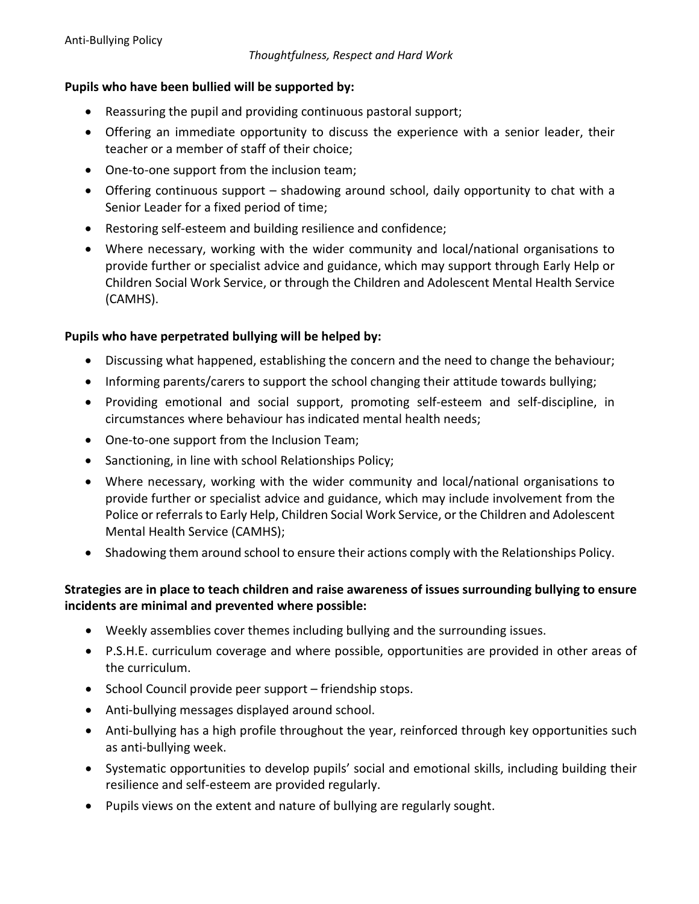**Pupils who have been bullied will be supported by:**

- Reassuring the pupil and providing continuous pastoral support;
- Offering an immediate opportunity to discuss the experience with a senior leader, their teacher or a member of staff of their choice;
- One-to-one support from the inclusion team;
- Offering continuous support – shadowing around school, daily opportunity to chat with a Senior Leader for a fixed period of time;
- Restoring self-esteem and building resilience and confidence;
- Where necessary, working with the wider community and local/national organisations to provide further or specialist advice and guidance, which may support through Early Help or Children Social Work Service, or through the Children and Adolescent Mental Health Service (CAMHS).

**Pupils who have perpetrated bullying will be helped by:**

- Discussing what happened, establishing the concern and the need to change the behaviour;
- Informing parents/carers to support the school changing their attitude towards bullying;
- Providing emotional and social support, promoting self-esteem and self-discipline, in circumstances where behaviour has indicated mental health needs;
- One-to-one support from the Inclusion Team;
- Sanctioning, in line with school Relationships Policy;
- Where necessary, working with the wider community and local/national organisations to provide further or specialist advice and guidance, which may include involvement from the Police or referrals to Early Help, Children Social Work Service, or the Children and Adolescent Mental Health Service (CAMHS);
- Shadowing them around school to ensure their actions comply with the Relationships Policy.

**Strategies are in place to teach children and raise awareness of issues surrounding bullying to ensure incidents are minimal and prevented where possible:**

- Weekly assemblies cover themes including bullying and the surrounding issues.
- P.S.H.E. curriculum coverage and where possible, opportunities are provided in other areas of the curriculum.
- School Council provide peer support – friendship stops.
- Anti-bullying messages displayed around school.
- Anti-bullying has a high profile throughout the year, reinforced through key opportunities such as anti-bullying week.
- Systematic opportunities to develop pupils' social and emotional skills, including building their resilience and self-esteem are provided regularly.
- Pupils views on the extent and nature of bullying are regularly sought.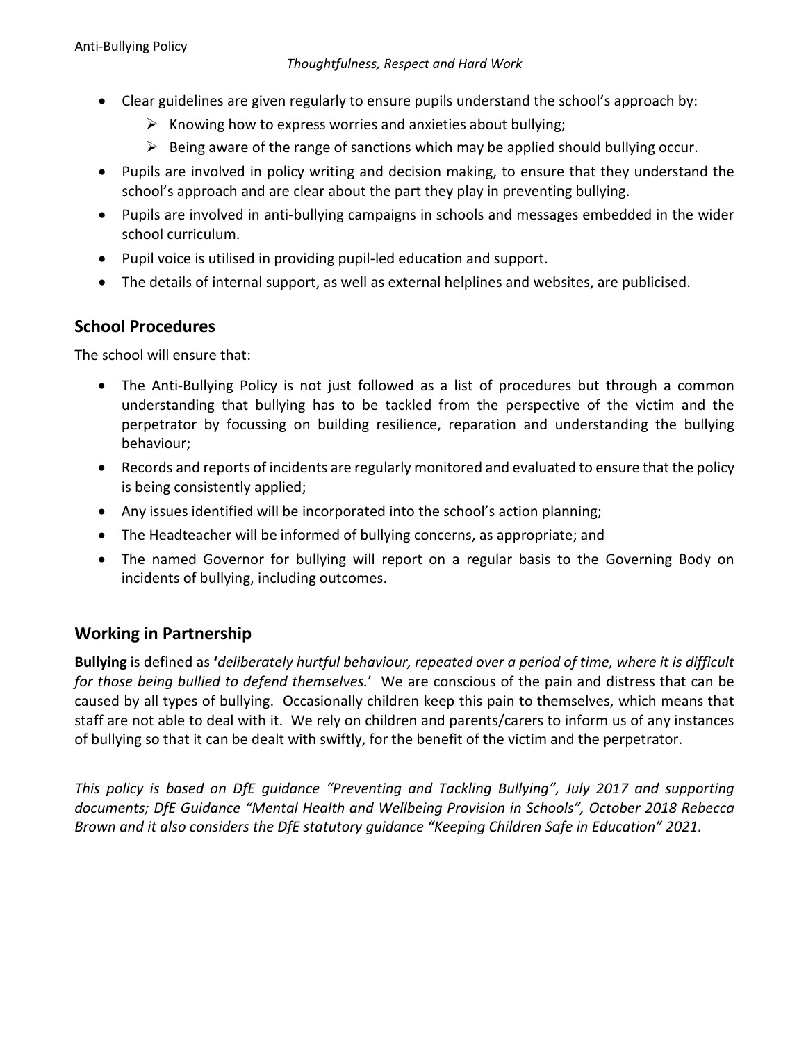- Clear guidelines are given regularly to ensure pupils understand the school's approach by:
  - Knowing how to express worries and anxieties about bullying;
  - Being aware of the range of sanctions which may be applied should bullying occur.
- Pupils are involved in policy writing and decision making, to ensure that they understand the school's approach and are clear about the part they play in preventing bullying.
- Pupils are involved in anti-bullying campaigns in schools and messages embedded in the wider school curriculum.
- Pupil voice is utilised in providing pupil-led education and support.
- The details of internal support, as well as external helplines and websites, are publicised.

## School Procedures

The school will ensure that:

- The Anti-Bullying Policy is not just followed as a list of procedures but through a common understanding that bullying has to be tackled from the perspective of the victim and the perpetrator by focussing on building resilience, reparation and understanding the bullying behaviour;
- Records and reports of incidents are regularly monitored and evaluated to ensure that the policy is being consistently applied;
- Any issues identified will be incorporated into the school's action planning;
- The Headteacher will be informed of bullying concerns, as appropriate; and
- The named Governor for bullying will report on a regular basis to the Governing Body on incidents of bullying, including outcomes.

## Working in Partnership

**Bullying** is defined as **'***deliberately hurtful behaviour, repeated over a period of time, where it is difficult for those being bullied to defend themselves.*' We are conscious of the pain and distress that can be caused by all types of bullying. Occasionally children keep this pain to themselves, which means that staff are not able to deal with it. We rely on children and parents/carers to inform us of any instances of bullying so that it can be dealt with swiftly, for the benefit of the victim and the perpetrator.

*This policy is based on DfE guidance "Preventing and Tackling Bullying", July 2017 and supporting documents; DfE Guidance "Mental Health and Wellbeing Provision in Schools", October 2018 Rebecca Brown and it also considers the DfE statutory guidance "Keeping Children Safe in Education" 2021.*